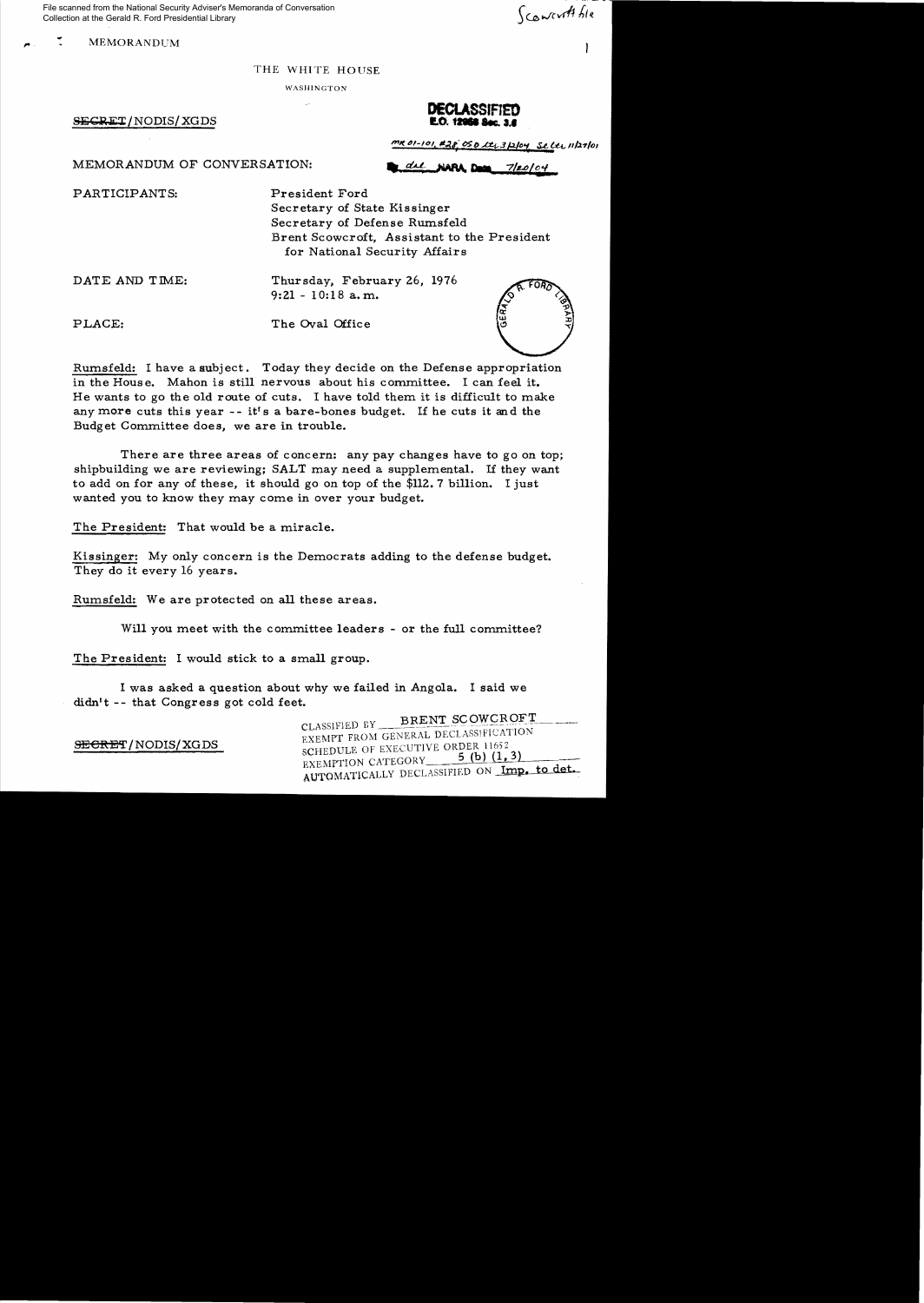File scanned from the National Security Adviser's Memoranda of Conversation Collection at the Gerald R. Ford Presidential Library

Scowcroft file

MEMORANDUM

THE WHITE HOUSE

WASHINGTON

~~SECRET~~/NODIS/XGDS

**DECLASSIFIED**
**E.O. 12958 Sec. 3.6**

MR 01-101, #28; OSD ltr 3/12/04; St ltr 11/27/01

By dal NARA, Date 7/20/04

MEMORANDUM OF CONVERSATION:

PARTICIPANTS: President Ford
Secretary of State Kissinger
Secretary of Defense Rumsfeld
Brent Scowcroft, Assistant to the President for National Security Affairs

DATE AND TIME: Thursday, February 26, 1976
9:21 - 10:18 a.m.

PLACE: The Oval Office

Rumsfeld: I have a subject. Today they decide on the Defense appropriation in the House. Mahon is still nervous about his committee. I can feel it. He wants to go the old route of cuts. I have told them it is difficult to make any more cuts this year -- it's a bare-bones budget. If he cuts it and the Budget Committee does, we are in trouble.

There are three areas of concern: any pay changes have to go on top; shipbuilding we are reviewing; SALT may need a supplemental. If they want to add on for any of these, it should go on top of the \$112.7 billion. I just wanted you to know they may come in over your budget.

The President: That would be a miracle.

Kissinger: My only concern is the Democrats adding to the defense budget. They do it every 16 years.

Rumsfeld: We are protected on all these areas.

Will you meet with the committee leaders - or the full committee?

The President: I would stick to a small group.

I was asked a question about why we failed in Angola. I said we didn't -- that Congress got cold feet.

~~SECRET~~/NODIS/XGDS

CLASSIFIED BY BRENT SCOWCROFT
EXEMPT FROM GENERAL DECLASSIFICATION
SCHEDULE OF EXECUTIVE ORDER 11652
EXEMPTION CATEGORY 5 (b) (1, 3)
AUTOMATICALLY DECLASSIFIED ON Imp. to det.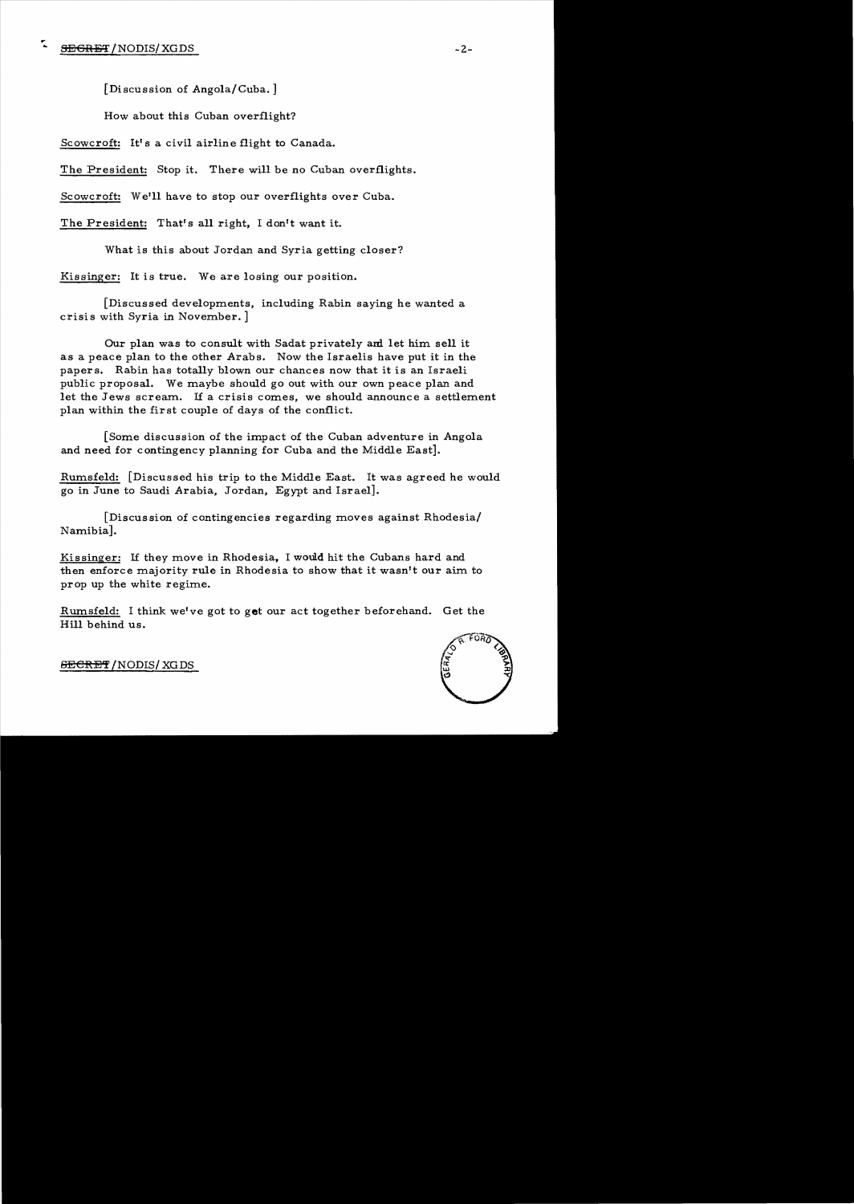[Discussion of Angola/Cuba.]

How about this Cuban overflight?

Scowcroft: It's a civil airline flight to Canada.

The President: Stop it. There will be no Cuban overflights.

Scowcroft: We'll have to stop our overflights over Cuba.

The President: That's all right, I don't want it.

What is this about Jordan and Syria getting closer?

Kissinger: It is true. We are losing our position.

[Discussed developments, including Rabin saying he wanted a crisis with Syria in November.]

Our plan was to consult with Sadat privately and let him sell it as a peace plan to the other Arabs. Now the Israelis have put it in the papers. Rabin has totally blown our chances now that it is an Israeli public proposal. We maybe should go out with our own peace plan and let the Jews scream. If a crisis comes, we should announce a settlement plan within the first couple of days of the conflict.

[Some discussion of the impact of the Cuban adventure in Angola and need for contingency planning for Cuba and the Middle East].

Rumsfeld: [Discussed his trip to the Middle East. It was agreed he would go in June to Saudi Arabia, Jordan, Egypt and Israel].

[Discussion of contingencies regarding moves against Rhodesia/Namibia].

Kissinger: If they move in Rhodesia, I would hit the Cubans hard and then enforce majority rule in Rhodesia to show that it wasn't our aim to prop up the white regime.

Rumsfeld: I think we've got to get our act together beforehand. Get the Hill behind us.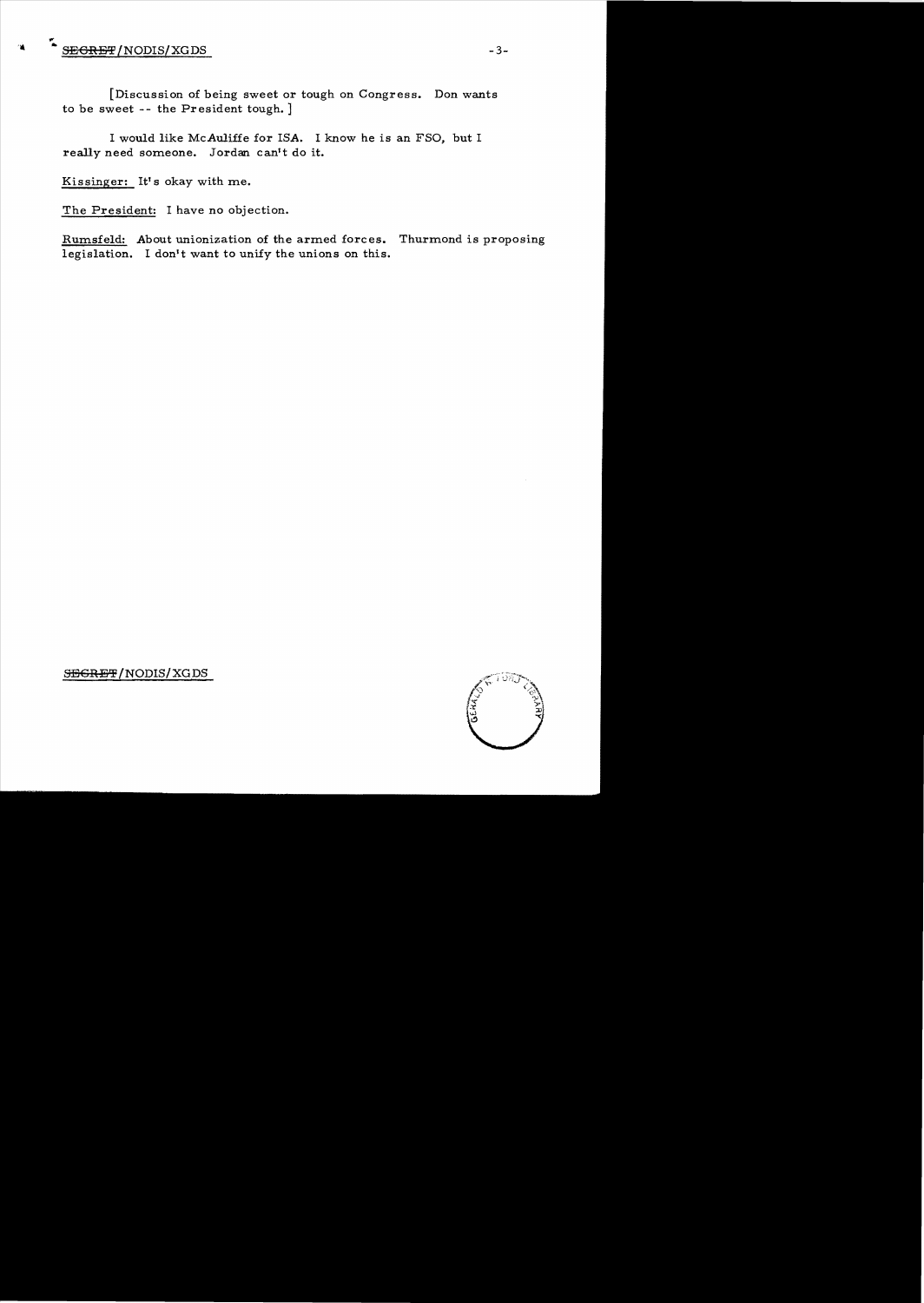[Discussion of being sweet or tough on Congress. Don wants to be sweet -- the President tough.]

I would like McAuliffe for ISA. I know he is an FSO, but I really need someone. Jordan can't do it.

Kissinger: It's okay with me.

The President: I have no objection.

Rumsfeld: About unionization of the armed forces. Thurmond is proposing legislation. I don't want to unify the unions on this.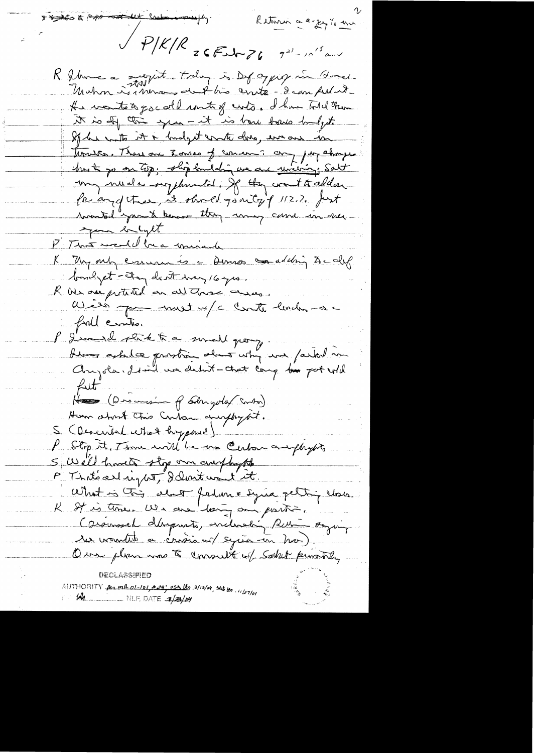\* \* ~~360 & P??~~ not left Ltr [?] ~~comply~~. Return a copy to me 2

✓ P/K/R 26 Feb 76 9:21 - 10:15 am

R I have a request. Today is Def approp in House. Mahon is nervous about his cuts - I can feel it. He wants to go all sorts of cuts. I have told them it is off this year - it is tone bases budget. If he cuts it & budget crunch done, we are in trouble. There are 3 areas of concern: any pay changes hurt go on top; ship building we are reviewing; Salt may need supplemental. If they want to add on for any of these, it should go on top of 112.7. Just wanted you to know they may come in over your budget

P That would be a miracle

K My only concern is a Dems ~~or~~ adding to a def budget - they did it very 16 yrs.

R We are protected on all these areas.

Will you meet w/ a Conte lunch - or a full conte.

P I would stick to a small group.

Ross asked a question about why we failed in Angola. I said we didn't - that Cong ~~has~~ got cold feet

~~How~~ (Discussion of Angola/Cuba)

How about this Cuban overflight.

S (Described what happened)

P Stop it. There will be no Cuban overflights

S Well have to stop our overflights

P That's all right, I don't want it.

What is this about Jordan & Syria getting closer.

K It is true. We are losing our position. (Discussed dispatch, including Rifai saying he wanted a crisis w/ Syria in now). Our plan was to consult w/ Sadat privately

DECLASSIFIED

AUTHORITY per MR 01-101, #29; OSD ltr 3/12/04, State ltr 11/27/01

BY [?] NLF DATE 2/25/04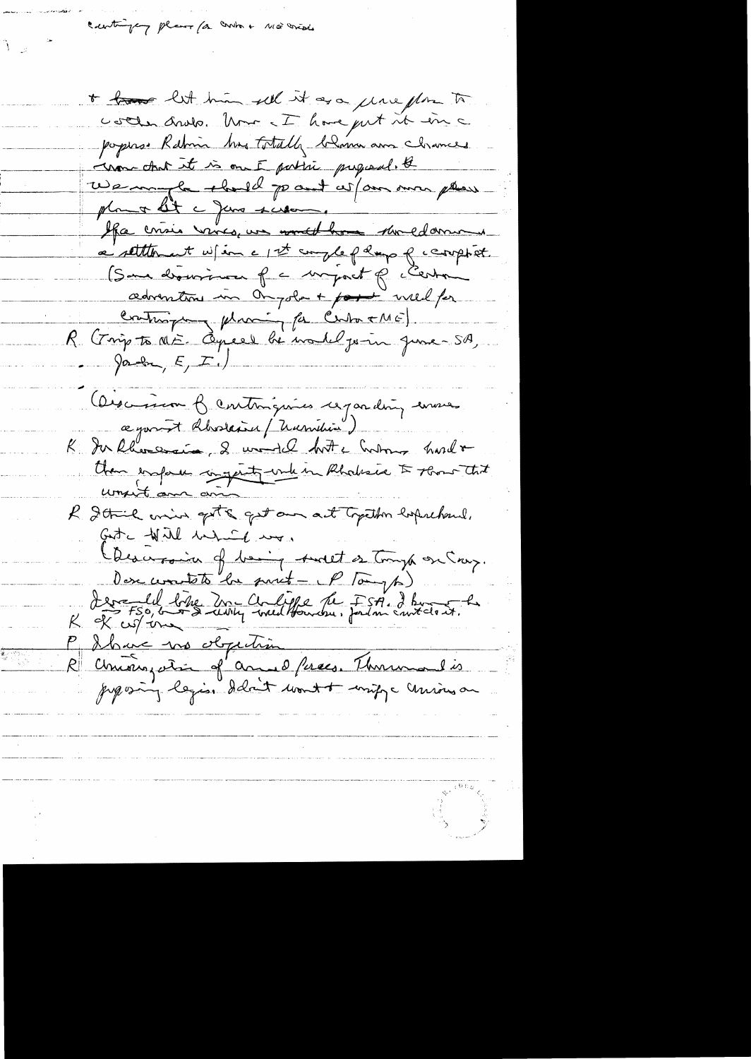contingency plans for Cuba + Mid East

+ ~~have~~ let him sell it as a peace plan to Cuba's clients. Now I have put it in the papers. Rabin has totally blown our chances now that it is on public proposal. We might be should go out w/our own peace plan + let the Jews scream.

If a crisis comes, we would have shredded a settlement w/in 1st couple of days of crisis. [Some discussion of impact of Cuban adventure in Angola + ~~part~~ need for contingency planning for Cuba + ME].

R Trip to ME. Agreed he would go in June - SA, Jordan, E, I.)

(Discussion of contingencies regarding moves against Rhodesia / Namibia)

K In Rhodesia, I would hit Cuba harder than enforce majority rule in Rhodesia to show that won't arm [?]

R I think we've got to get our act together before [?]. Get Will [?].

(Discussion of being tested as tough on Cuba. Doesn't want to be first - P tough)

I would like [?] Cutliffe [?] ISA. I know the [?] FSO, but I would [?], Jordan can't do it.

K OK w/ me

P I have no objection

R Unionization of armed forces. Thurmond is proposing legis. I don't want to unify unions on